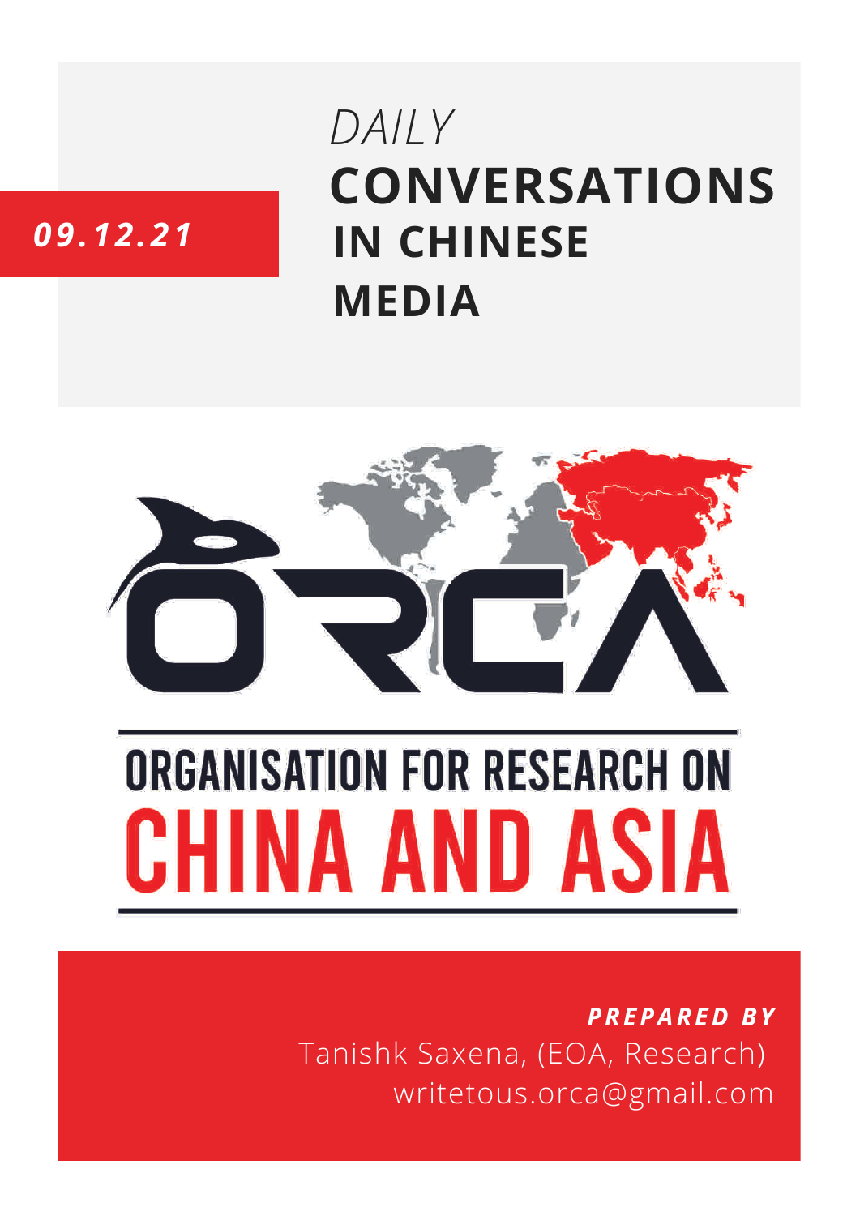*09.12.21*

# *DAILY* CONVERSATIONS IN CHINESE MEDIA

ORGANISATION FOR RESEARCH ON CHINA AND ASIA

***PREPARED BY***

Tanishk Saxena, (EOA, Research)

writetous.orca@gmail.com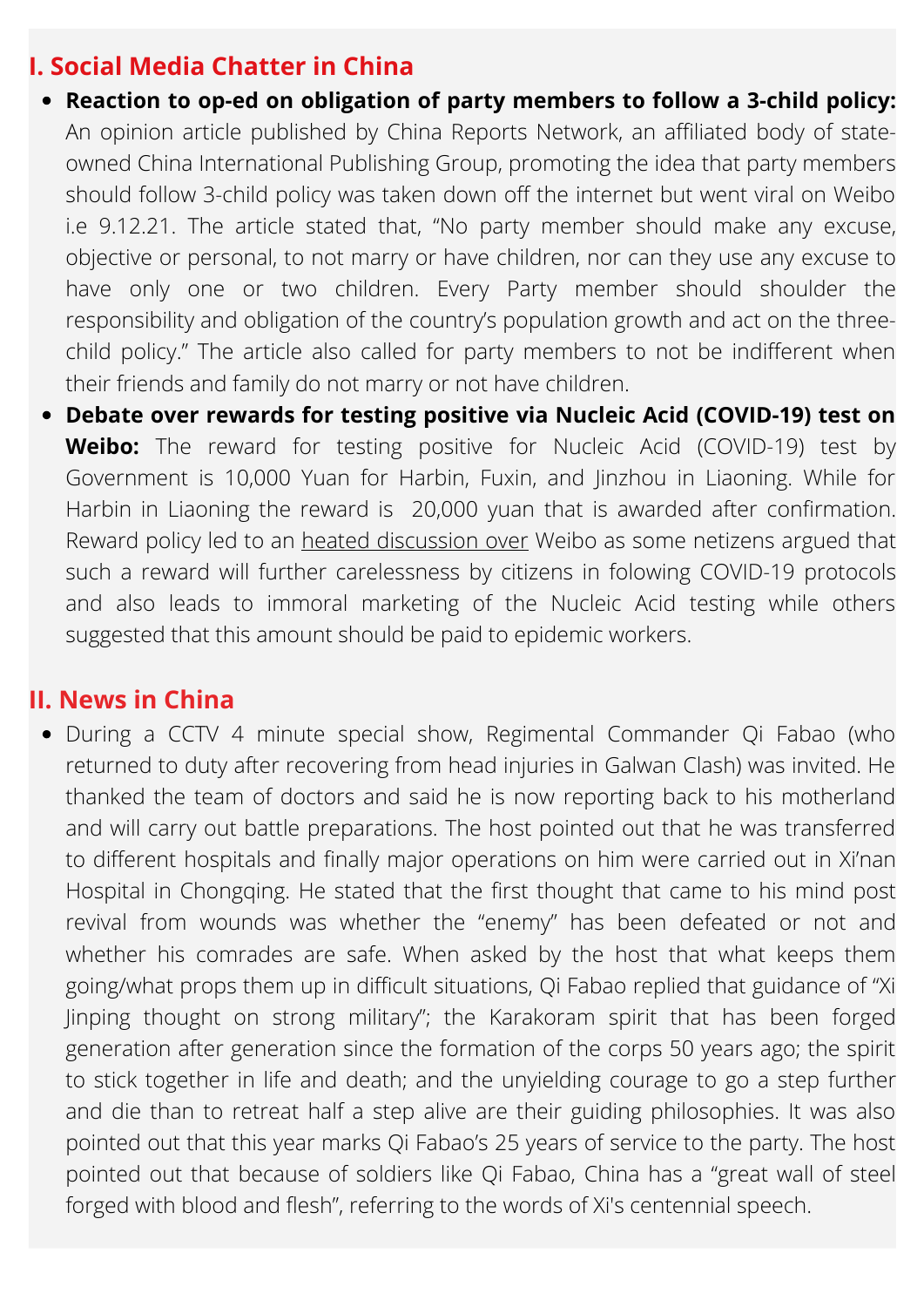## I. Social Media Chatter in China

- **Reaction to op-ed on obligation of party members to follow a 3-child policy:** An opinion article published by China Reports Network, an affiliated body of state-owned China International Publishing Group, promoting the idea that party members should follow 3-child policy was taken down off the internet but went viral on Weibo i.e 9.12.21. The article stated that, "No party member should make any excuse, objective or personal, to not marry or have children, nor can they use any excuse to have only one or two children. Every Party member should shoulder the responsibility and obligation of the country's population growth and act on the three-child policy." The article also called for party members to not be indifferent when their friends and family do not marry or not have children.
- **Debate over rewards for testing positive via Nucleic Acid (COVID-19) test on Weibo:** The reward for testing positive for Nucleic Acid (COVID-19) test by Government is 10,000 Yuan for Harbin, Fuxin, and Jinzhou in Liaoning. While for Harbin in Liaoning the reward is 20,000 yuan that is awarded after confirmation. Reward policy led to an heated discussion over Weibo as some netizens argued that such a reward will further carelessness by citizens in folowing COVID-19 protocols and also leads to immoral marketing of the Nucleic Acid testing while others suggested that this amount should be paid to epidemic workers.

## II. News in China

- During a CCTV 4 minute special show, Regimental Commander Qi Fabao (who returned to duty after recovering from head injuries in Galwan Clash) was invited. He thanked the team of doctors and said he is now reporting back to his motherland and will carry out battle preparations. The host pointed out that he was transferred to different hospitals and finally major operations on him were carried out in Xi'nan Hospital in Chongqing. He stated that the first thought that came to his mind post revival from wounds was whether the "enemy" has been defeated or not and whether his comrades are safe. When asked by the host that what keeps them going/what props them up in difficult situations, Qi Fabao replied that guidance of "Xi Jinping thought on strong military"; the Karakoram spirit that has been forged generation after generation since the formation of the corps 50 years ago; the spirit to stick together in life and death; and the unyielding courage to go a step further and die than to retreat half a step alive are their guiding philosophies. It was also pointed out that this year marks Qi Fabao's 25 years of service to the party. The host pointed out that because of soldiers like Qi Fabao, China has a "great wall of steel forged with blood and flesh", referring to the words of Xi's centennial speech.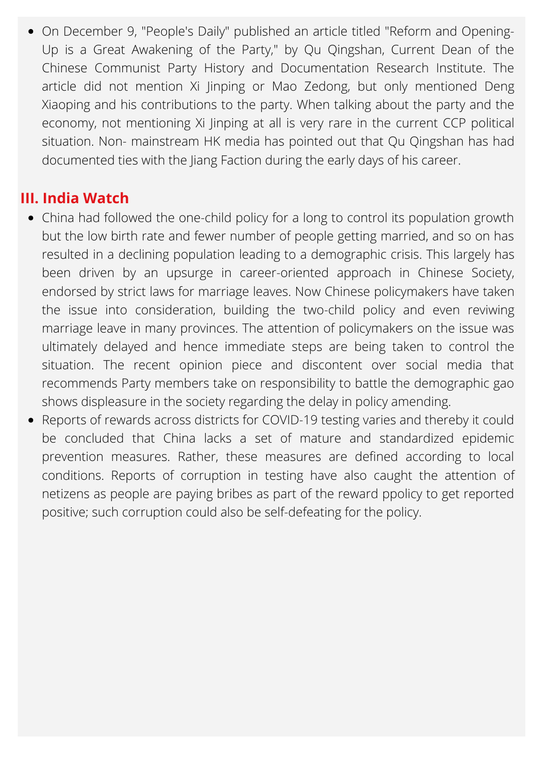- On December 9, "People's Daily" published an article titled "Reform and Opening-Up is a Great Awakening of the Party," by Qu Qingshan, Current Dean of the Chinese Communist Party History and Documentation Research Institute. The article did not mention Xi Jinping or Mao Zedong, but only mentioned Deng Xiaoping and his contributions to the party. When talking about the party and the economy, not mentioning Xi Jinping at all is very rare in the current CCP political situation. Non- mainstream HK media has pointed out that Qu Qingshan has had documented ties with the Jiang Faction during the early days of his career.

## III. India Watch

- China had followed the one-child policy for a long to control its population growth but the low birth rate and fewer number of people getting married, and so on has resulted in a declining population leading to a demographic crisis. This largely has been driven by an upsurge in career-oriented approach in Chinese Society, endorsed by strict laws for marriage leaves. Now Chinese policymakers have taken the issue into consideration, building the two-child policy and even reviwing marriage leave in many provinces. The attention of policymakers on the issue was ultimately delayed and hence immediate steps are being taken to control the situation. The recent opinion piece and discontent over social media that recommends Party members take on responsibility to battle the demographic gao shows displeasure in the society regarding the delay in policy amending.
- Reports of rewards across districts for COVID-19 testing varies and thereby it could be concluded that China lacks a set of mature and standardized epidemic prevention measures. Rather, these measures are defined according to local conditions. Reports of corruption in testing have also caught the attention of netizens as people are paying bribes as part of the reward ppolicy to get reported positive; such corruption could also be self-defeating for the policy.